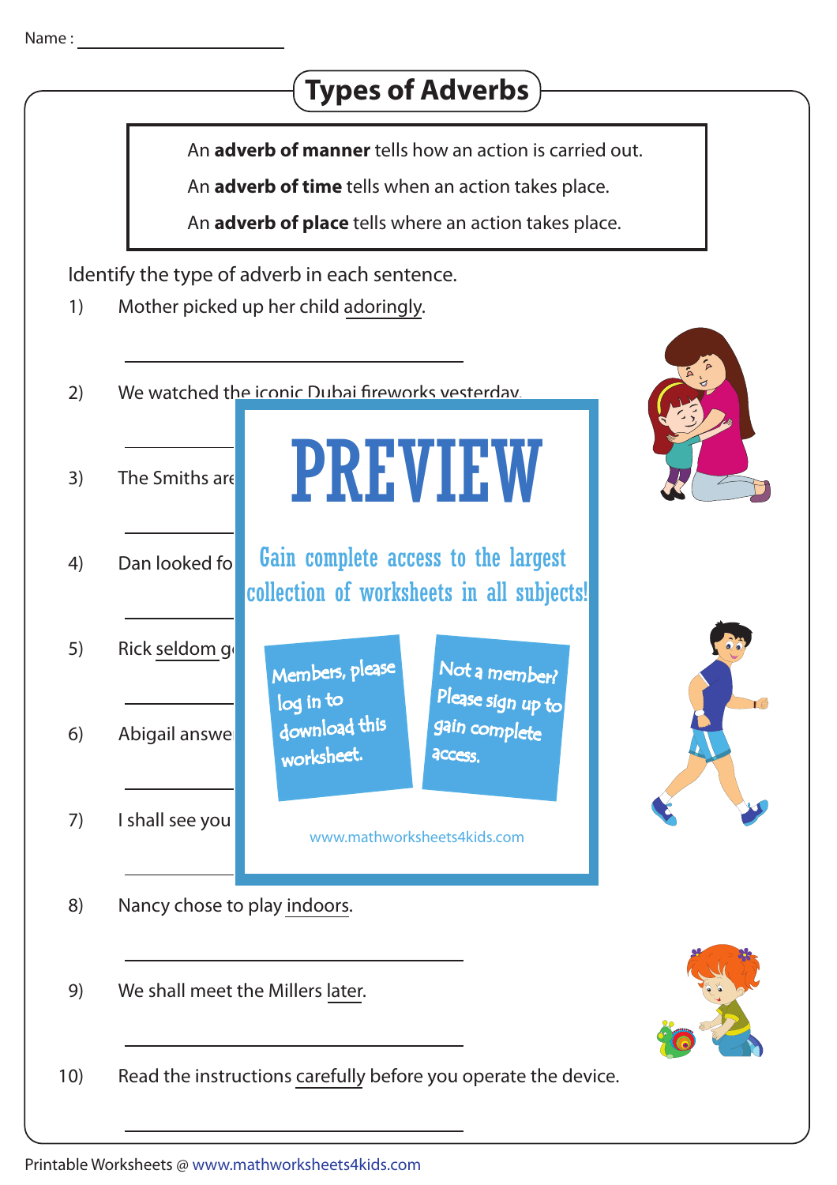Name : ____________________

# Types of Adverbs

An **adverb of manner** tells how an action is carried out.

An **adverb of time** tells when an action takes place.

An **adverb of place** tells where an action takes place.

Identify the type of adverb in each sentence.

1) Mother picked up her child adoringly.

____________________

2) We watched the iconic Dubai fireworks yesterday.

____________________

3) The Smiths are

____________________

4) Dan looked fo

____________________

5) Rick seldom g

____________________

6) Abigail answe

____________________

7) I shall see you

____________________

8) Nancy chose to play indoors.

____________________

9) We shall meet the Millers later.

____________________

10) Read the instructions carefully before you operate the device.

____________________

PREVIEW

Gain complete access to the largest collection of worksheets in all subjects!

Members, please log in to download this worksheet.

Not a member? Please sign up to gain complete access.

www.mathworksheets4kids.com

Printable Worksheets @ www.mathworksheets4kids.com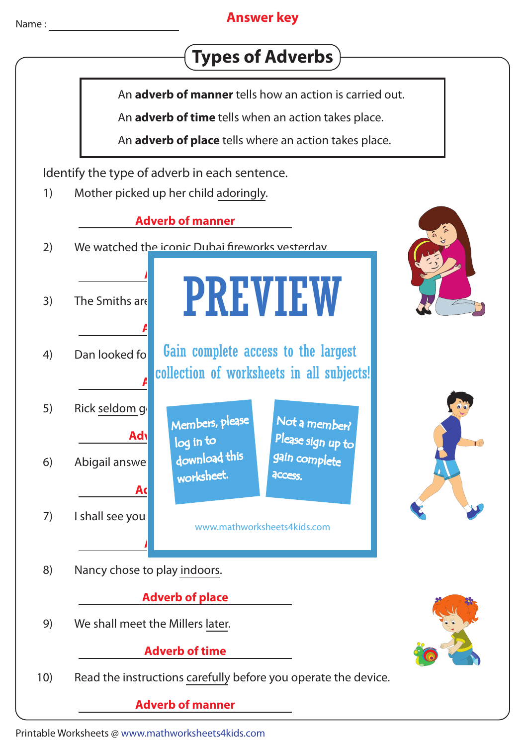Name : ____________________

**Answer key**

# Types of Adverbs

An **adverb of manner** tells how an action is carried out.

An **adverb of time** tells when an action takes place.

An **adverb of place** tells where an action takes place.

Identify the type of adverb in each sentence.

1) Mother picked up her child adoringly.

**Adverb of manner**

2) We watched the iconic Dubai fireworks yesterday.

A

3) The Smiths are

A

4) Dan looked fo

A

5) Rick seldom g

Adv

6) Abigail answe

Ad

7) I shall see you

A

PREVIEW

Gain complete access to the largest collection of worksheets in all subjects!

Members, please log in to download this worksheet.

Not a member? Please sign up to gain complete access.

www.mathworksheets4kids.com

8) Nancy chose to play indoors.

**Adverb of place**

9) We shall meet the Millers later.

**Adverb of time**

10) Read the instructions carefully before you operate the device.

**Adverb of manner**

Printable Worksheets @ www.mathworksheets4kids.com